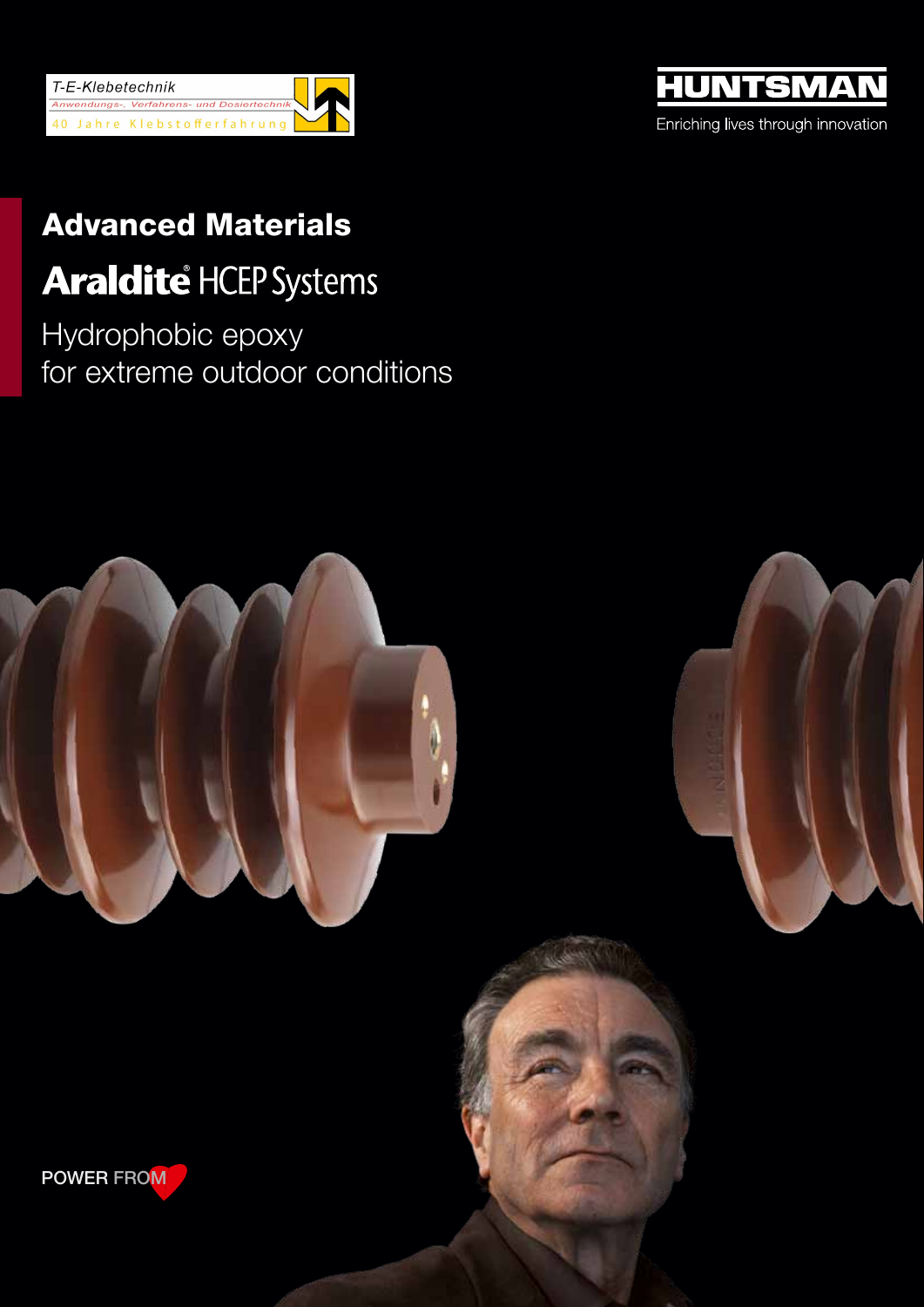T-E-Klebetechnik

Anwendungs-, Verfahrens- und Dosiertechnik

40 Jahre Klebstofferfahrung

HUNTSMAN

Enriching lives through innovation

# Advanced Materials

## Araldite® HCEP Systems

Hydrophobic epoxy
for extreme outdoor conditions

POWER FROM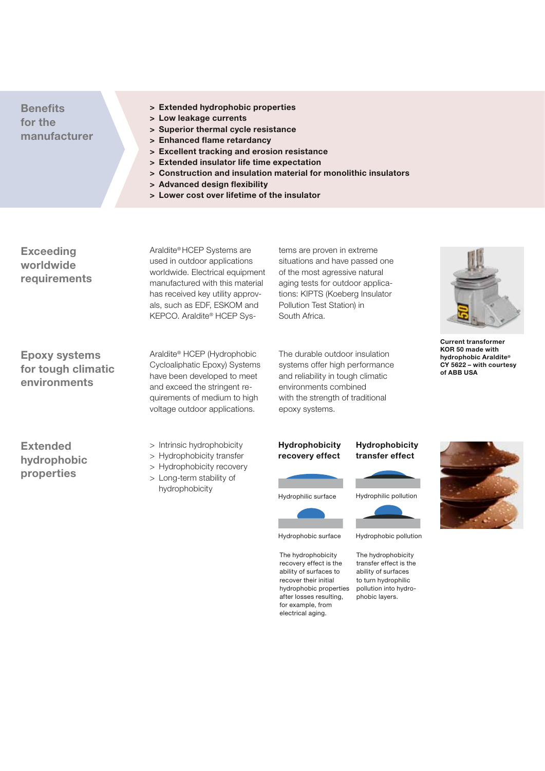## Benefits for the manufacturer

- **Extended hydrophobic properties**
- **Low leakage currents**
- **Superior thermal cycle resistance**
- **Enhanced flame retardancy**
- **Excellent tracking and erosion resistance**
- **Extended insulator life time expectation**
- **Construction and insulation material for monolithic insulators**
- **Advanced design flexibility**
- **Lower cost over lifetime of the insulator**

## Exceeding worldwide requirements

Araldite® HCEP Systems are used in outdoor applications worldwide. Electrical equipment manufactured with this material has received key utility approvals, such as EDF, ESKOM and KEPCO. Araldite® HCEP Systems are proven in extreme situations and have passed one of the most agressive natural aging tests for outdoor applications: KIPTS (Koeberg Insulator Pollution Test Station) in South Africa.

**Current transformer KOR 50 made with hydrophobic Araldite® CY 5622 – with courtesy of ABB USA**

## Epoxy systems for tough climatic environments

Araldite® HCEP (Hydrophobic Cycloaliphatic Epoxy) Systems have been developed to meet and exceed the stringent requirements of medium to high voltage outdoor applications. The durable outdoor insulation systems offer high performance and reliability in tough climatic environments combined with the strength of traditional epoxy systems.

## Extended hydrophobic properties

- Intrinsic hydrophobicity
- Hydrophobicity transfer
- Hydrophobicity recovery
- Long-term stability of hydrophobicity

### Hydrophobicity recovery effect

Hydrophilic surface

Hydrophobic surface

The hydrophobicity recovery effect is the ability of surfaces to recover their initial hydrophobic properties after losses resulting, for example, from electrical aging.

### Hydrophobicity transfer effect

Hydrophilic pollution

Hydrophobic pollution

The hydrophobicity transfer effect is the ability of surfaces to turn hydrophilic pollution into hydrophobic layers.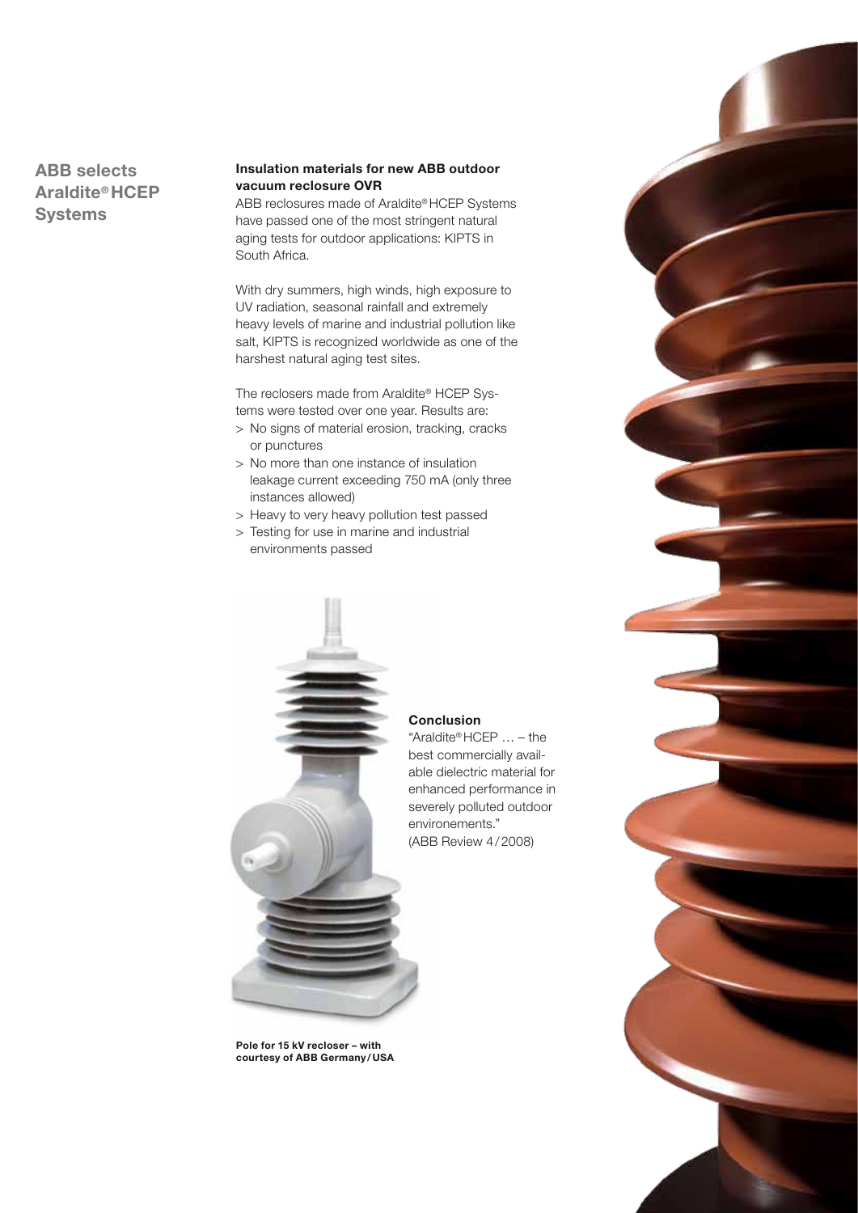# ABB selects Araldite® HCEP Systems

## Insulation materials for new ABB outdoor vacuum reclosure OVR

ABB reclosures made of Araldite® HCEP Systems have passed one of the most stringent natural aging tests for outdoor applications: KIPTS in South Africa.

With dry summers, high winds, high exposure to UV radiation, seasonal rainfall and extremely heavy levels of marine and industrial pollution like salt, KIPTS is recognized worldwide as one of the harshest natural aging test sites.

The reclosers made from Araldite® HCEP Systems were tested over one year. Results are:

> No signs of material erosion, tracking, cracks or punctures

> No more than one instance of insulation leakage current exceeding 750 mA (only three instances allowed)

> Heavy to very heavy pollution test passed

> Testing for use in marine and industrial environments passed

**Conclusion**

"Araldite® HCEP … – the best commercially available dielectric material for enhanced performance in severely polluted outdoor environements."
(ABB Review 4/2008)

**Pole for 15 kV recloser – with courtesy of ABB Germany/USA**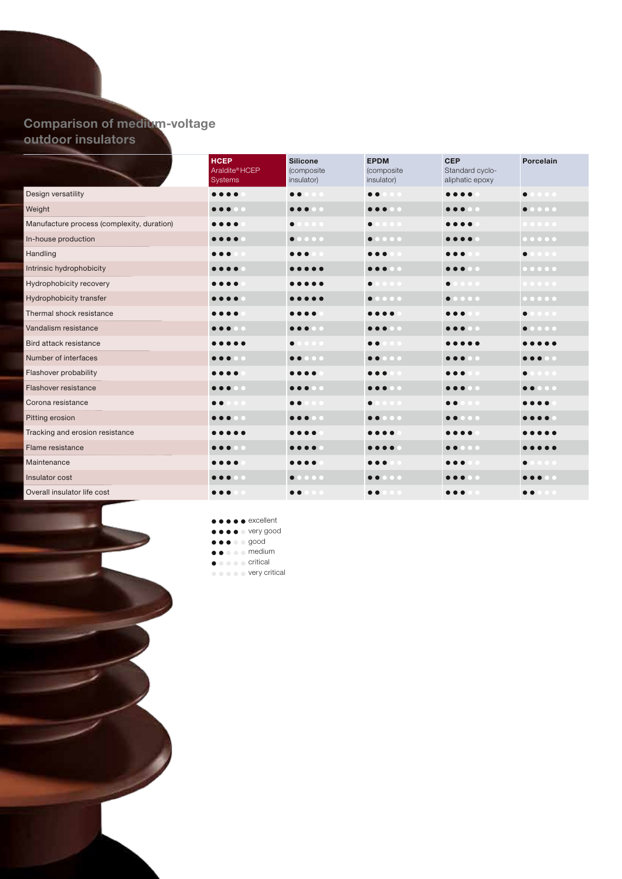## Comparison of medium-voltage outdoor insulators

| | HCEP Araldite® HCEP Systems | Silicone (composite insulator) | EPDM (composite insulator) | CEP Standard cyclo-aliphatic epoxy | Porcelain |
|---|---|---|---|---|---|
| Design versatility | ●●●●○ | ●●○○○ | ●●○○○ | ●●●●○ | ●○○○○ |
| Weight | ●●●○○ | ●●●○○ | ●●●○○ | ●●●○○ | ●○○○○ |
| Manufacture process (complexity, duration) | ●●●●○ | ●○○○○ | ●○○○○ | ●●●●○ | ○○○○○ |
| In-house production | ●●●●○ | ●○○○○ | ●○○○○ | ●●●●○ | ○○○○○ |
| Handling | ●●●○○ | ●●●○○ | ●●●○○ | ●●●○○ | ●○○○○ |
| Intrinsic hydrophobicity | ●●●●○ | ●●●●● | ●●●○○ | ●●●○○ | ○○○○○ |
| Hydrophobicity recovery | ●●●●○ | ●●●●● | ●○○○○ | ●○○○○ | ○○○○○ |
| Hydrophobicity transfer | ●●●●○ | ●●●●● | ●○○○○ | ●○○○○ | ○○○○○ |
| Thermal shock resistance | ●●●●○ | ●●●●○ | ●●●●○ | ●●●○○ | ●○○○○ |
| Vandalism resistance | ●●●○○ | ●●●○○ | ●●●○○ | ●●●○○ | ●○○○○ |
| Bird attack resistance | ●●●●● | ●○○○○ | ●●○○○ | ●●●●● | ●●●●● |
| Number of interfaces | ●●●○○ | ●●○○○ | ●●○○○ | ●●●○○ | ●●●○○ |
| Flashover probability | ●●●●○ | ●●●●○ | ●●●○○ | ●●●○○ | ●○○○○ |
| Flashover resistance | ●●●○○ | ●●●○○ | ●●●○○ | ●●●○○ | ●●○○○ |
| Corona resistance | ●●○○○ | ●●○○○ | ●○○○○ | ●●○○○ | ●●●●○ |
| Pitting erosion | ●●●○○ | ●●●○○ | ●●○○○ | ●●○○○ | ●●●●○ |
| Tracking and erosion resistance | ●●●●● | ●●●●○ | ●●●●○ | ●●●●○ | ●●●●● |
| Flame resistance | ●●●○○ | ●●●●○ | ●●●●○ | ●●○○○ | ●●●●● |
| Maintenance | ●●●●○ | ●●●●○ | ●●●○○ | ●●●○○ | ●○○○○ |
| Insulator cost | ●●●○○ | ●○○○○ | ●●○○○ | ●●●○○ | ●●●○○ |
| Overall insulator life cost | ●●●○○ | ●●○○○ | ●●○○○ | ●●●○○ | ●●○○○ |

●●●●● excellent
●●●●○ very good
●●●○○ good
●●○○○ medium
●○○○○ critical
○○○○○ very critical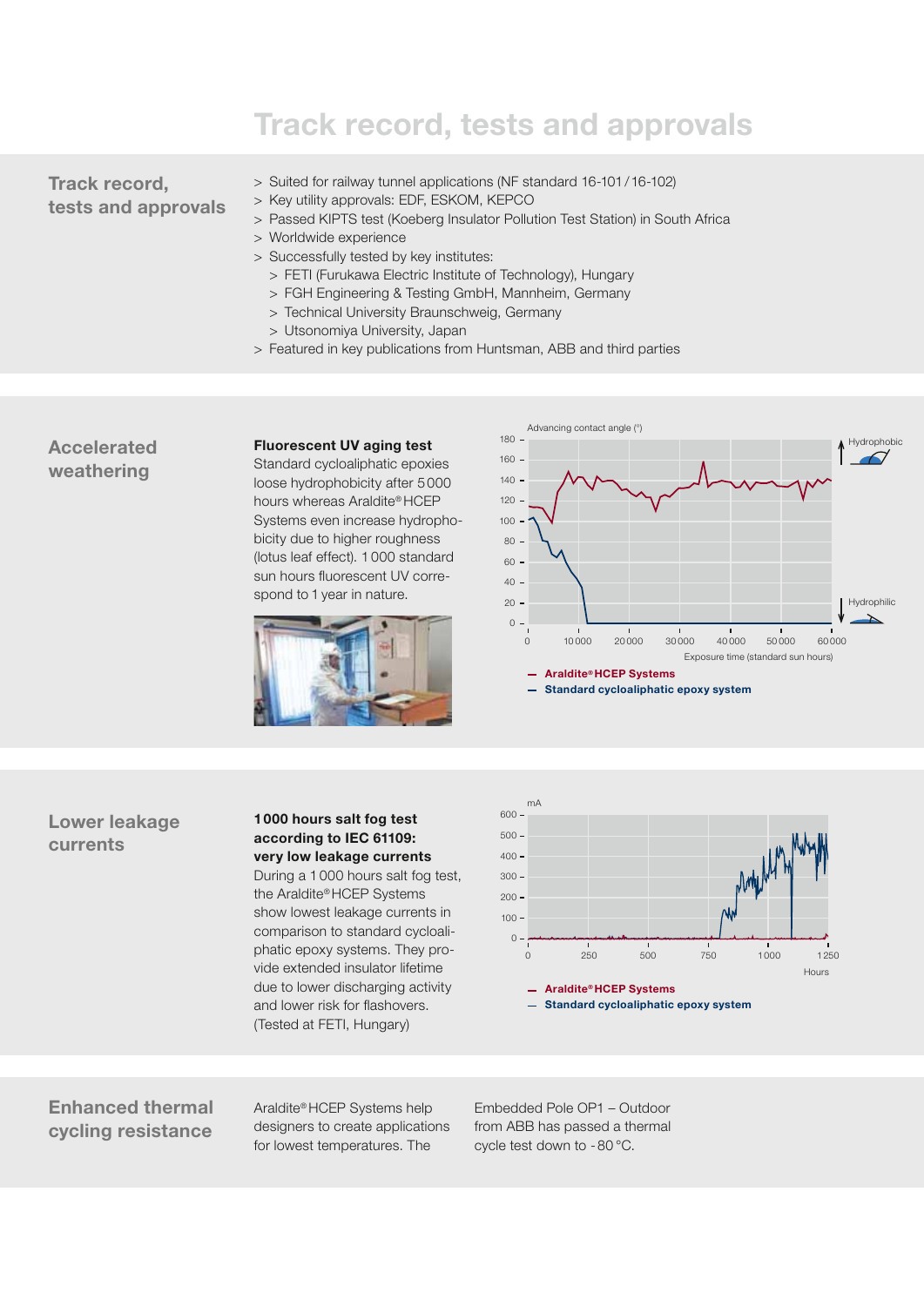# Track record, tests and approvals

## Track record, tests and approvals

- Suited for railway tunnel applications (NF standard 16-101 / 16-102)
- Key utility approvals: EDF, ESKOM, KEPCO
- Passed KIPTS test (Koeberg Insulator Pollution Test Station) in South Africa
- Worldwide experience
- Successfully tested by key institutes:
  - FETI (Furukawa Electric Institute of Technology), Hungary
  - FGH Engineering & Testing GmbH, Mannheim, Germany
  - Technical University Braunschweig, Germany
  - Utsonomiya University, Japan
- Featured in key publications from Huntsman, ABB and third parties

## Accelerated weathering

**Fluorescent UV aging test**
Standard cycloaliphatic epoxies loose hydrophobicity after 5000 hours whereas Araldite® HCEP Systems even increase hydrophobicity due to higher roughness (lotus leaf effect). 1000 standard sun hours fluorescent UV correspond to 1 year in nature.

Advancing contact angle (°) vs. Exposure time (standard sun hours) — Hydrophobic / Hydrophilic

- Araldite® HCEP Systems
- Standard cycloaliphatic epoxy system

## Lower leakage currents

**1000 hours salt fog test according to IEC 61109: very low leakage currents**
During a 1000 hours salt fog test, the Araldite® HCEP Systems show lowest leakage currents in comparison to standard cycloaliphatic epoxy systems. They provide extended insulator lifetime due to lower discharging activity and lower risk for flashovers. (Tested at FETI, Hungary)

mA vs. Hours

- Araldite® HCEP Systems
- Standard cycloaliphatic epoxy system

## Enhanced thermal cycling resistance

Araldite® HCEP Systems help designers to create applications for lowest temperatures. The Embedded Pole OP1 – Outdoor from ABB has passed a thermal cycle test down to -80 °C.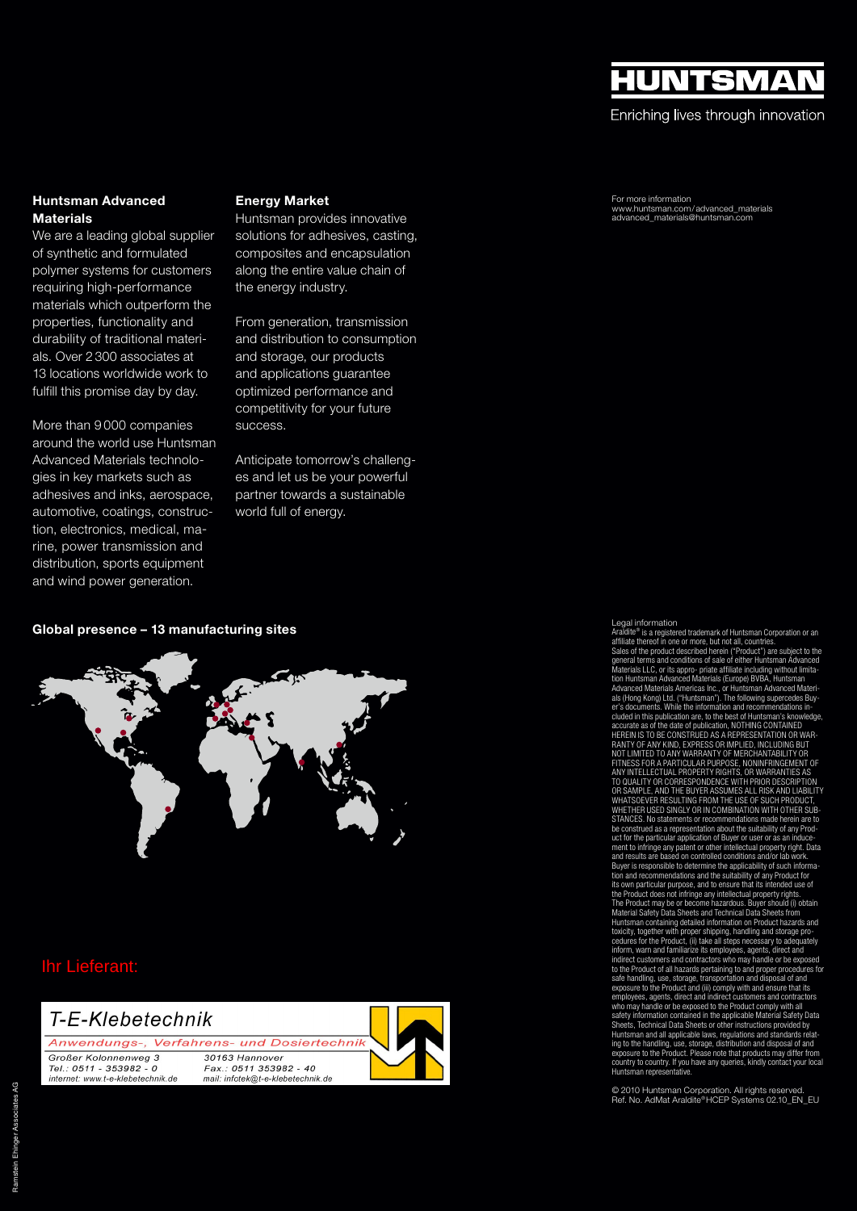# HUNTSMAN

Enriching lives through innovation

### Huntsman Advanced Materials

We are a leading global supplier of synthetic and formulated polymer systems for customers requiring high-performance materials which outperform the properties, functionality and durability of traditional materials. Over 2 300 associates at 13 locations worldwide work to fulfill this promise day by day.

More than 9 000 companies around the world use Huntsman Advanced Materials technologies in key markets such as adhesives and inks, aerospace, automotive, coatings, construction, electronics, medical, marine, power transmission and distribution, sports equipment and wind power generation.

### Energy Market

Huntsman provides innovative solutions for adhesives, casting, composites and encapsulation along the entire value chain of the energy industry.

From generation, transmission and distribution to consumption and storage, our products and applications guarantee optimized performance and competitivity for your future success.

Anticipate tomorrow's challenges and let us be your powerful partner towards a sustainable world full of energy.

### Global presence – 13 manufacturing sites

Ihr Lieferant:

*T-E-Klebetechnik*

*Anwendungs-, Verfahrens- und Dosiertechnik*

*Großer Kolonnenweg 3*
*Tel.: 0511 - 353982 - 0*
*internet: www.t-e-klebetechnik.de*

*30163 Hannover*
*Fax.: 0511 353982 - 40*
*mail: infotek@t-e-klebetechnik.de*

For more information
www.huntsman.com/advanced_materials
advanced_materials@huntsman.com

Legal information
Araldite® is a registered trademark of Huntsman Corporation or an affiliate thereof in one or more, but not all, countries.
Sales of the product described herein ("Product") are subject to the general terms and conditions of sale of either Huntsman Advanced Materials LLC, or its appro- priate affiliate including without limitation Huntsman Advanced Materials (Europe) BVBA, Huntsman Advanced Materials Americas Inc., or Huntsman Advanced Materials (Hong Kong) Ltd. ("Huntsman"). The following supercedes Buyer's documents. While the information and recommendations included in this publication are, to the best of Huntsman's knowledge, accurate as of the date of publication, NOTHING CONTAINED HEREIN IS TO BE CONSTRUED AS A REPRESENTATION OR WARRANTY OF ANY KIND, EXPRESS OR IMPLIED, INCLUDING BUT NOT LIMITED TO ANY WARRANTY OF MERCHANTABILITY OR FITNESS FOR A PARTICULAR PURPOSE, NONINFRINGEMENT OF ANY INTELLECTUAL PROPERTY RIGHTS, OR WARRANTIES AS TO QUALITY OR CORRESPONDENCE WITH PRIOR DESCRIPTION OR SAMPLE, AND THE BUYER ASSUMES ALL RISK AND LIABILITY WHATSOEVER RESULTING FROM THE USE OF SUCH PRODUCT, WHETHER USED SINGLY OR IN COMBINATION WITH OTHER SUBSTANCES. No statements or recommendations made herein are to be construed as a representation about the suitability of any Product for the particular application of Buyer or user or as an inducement to infringe any patent or other intellectual property right. Data and results are based on controlled conditions and/or lab work. Buyer is responsible to determine the applicability of such information and recommendations and the suitability of any Product for its own particular purpose, and to ensure that its intended use of the Product does not infringe any intellectual property rights.
The Product may be or become hazardous. Buyer should (i) obtain Material Safety Data Sheets and Technical Data Sheets from Huntsman containing detailed information on Product hazards and toxicity, together with proper shipping, handling and storage procedures for the Product, (ii) take all steps necessary to adequately inform, warn and familiarize its employees, agents, direct and indirect customers and contractors who may handle or be exposed to the Product of all hazards pertaining to and proper procedures for safe handling, use, storage, transportation and disposal of and exposure to the Product and (iii) comply with and ensure that its employees, agents, direct and indirect customers and contractors who may handle or be exposed to the Product comply with all safety information contained in the applicable Material Safety Data Sheets, Technical Data Sheets or other instructions provided by Huntsman and all applicable laws, regulations and standards relating to the handling, use, storage, distribution and disposal of and exposure to the Product. Please note that products may differ from country to country. If you have any queries, kindly contact your local Huntsman representative.

© 2010 Huntsman Corporation. All rights reserved.
Ref. No. AdMat Araldite® HCEP Systems 02.10_EN_EU

Ramstein Ehinger Associates AG